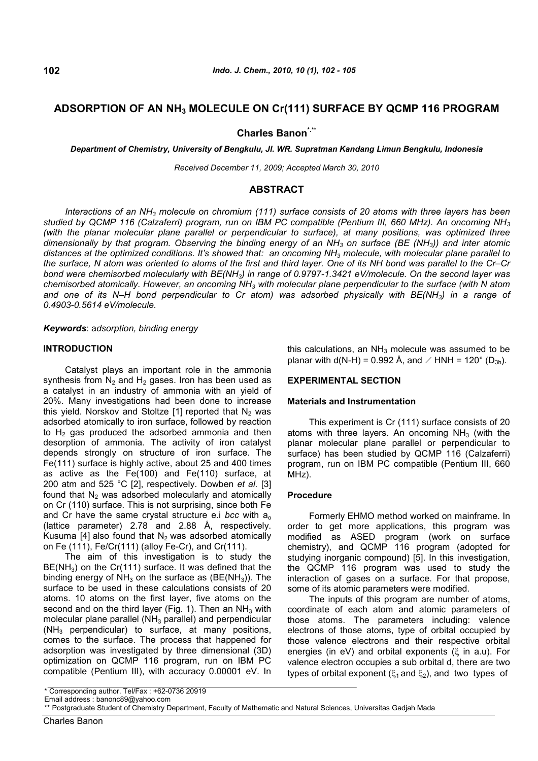# ADSORPTION OF AN $NH_3$ MOLECULE ON Cr(111) SURFACE BY QCMP 116 PROGRAM

**Charles Banon**[*,**]

***Department of Chemistry, University of Bengkulu, Jl. WR. Supratman Kandang Limun Bengkulu, Indonesia***

*Received December 11, 2009; Accepted March 30, 2010*

## ABSTRACT

*Interactions of an $NH_3$ molecule on chromium (111) surface consists of 20 atoms with three layers has been studied by QCMP 116 (Calzaferri) program, run on IBM PC compatible (Pentium III, 660 MHz). An oncoming $NH_3$ (with the planar molecular plane parallel or perpendicular to surface), at many positions, was optimized three dimensionally by that program. Observing the binding energy of an $NH_3$ on surface (BE ($NH_3$)) and inter atomic distances at the optimized conditions. It's showed that: an oncoming $NH_3$ molecule, with molecular plane parallel to the surface, N atom was oriented to atoms of the first and third layer. One of its NH bond was parallel to the Cr–Cr bond were chemisorbed molecularly with BE($NH_3$) in range of 0.9797-1.3421 eV/molecule. On the second layer was chemisorbed atomically. However, an oncoming $NH_3$ with molecular plane perpendicular to the surface (with N atom and one of its N–H bond perpendicular to Cr atom) was adsorbed physically with BE($NH_3$) in a range of 0.4903-0.5614 eV/molecule.*

***Keywords***: *adsorption, binding energy*

## INTRODUCTION

Catalyst plays an important role in the ammonia synthesis from $N_2$ and $H_2$ gases. Iron has been used as a catalyst in an industry of ammonia with an yield of 20%. Many investigations had been done to increase this yield. Norskov and Stoltze [1] reported that $N_2$ was adsorbed atomically to iron surface, followed by reaction to $H_2$ gas produced the adsorbed ammonia and then desorption of ammonia. The activity of iron catalyst depends strongly on structure of iron surface. The Fe(111) surface is highly active, about 25 and 400 times as active as the Fe(100) and Fe(110) surface, at 200 atm and 525 °C [2], respectively. Dowben *et al.* [3] found that $N_2$ was adsorbed molecularly and atomically on Cr (110) surface. This is not surprising, since both Fe and Cr have the same crystal structure e.i *bcc* with $a_o$ (lattice parameter) 2.78 and 2.88 Å, respectively. Kusuma [4] also found that $N_2$ was adsorbed atomically on Fe (111), Fe/Cr(111) (alloy Fe-Cr), and Cr(111).

The aim of this investigation is to study the BE($NH_3$) on the Cr(111) surface. It was defined that the binding energy of $NH_3$ on the surface as (BE($NH_3$)). The surface to be used in these calculations consists of 20 atoms. 10 atoms on the first layer, five atoms on the second and on the third layer (Fig. 1). Then an $NH_3$ with molecular plane parallel ($NH_3$ parallel) and perpendicular ($NH_3$ perpendicular) to surface, at many positions, comes to the surface. The process that happened for adsorption was investigated by three dimensional (3D) optimization on QCMP 116 program, run on IBM PC compatible (Pentium III), with accuracy 0.00001 eV. In this calculations, an $NH_3$ molecule was assumed to be planar with d(N-H) = 0.992 Å, and $\angle$ HNH = 120° ($D_{3h}$).

## EXPERIMENTAL SECTION

### Materials and Instrumentation

This experiment is Cr (111) surface consists of 20 atoms with three layers. An oncoming $NH_3$ (with the planar molecular plane parallel or perpendicular to surface) has been studied by QCMP 116 (Calzaferri) program, run on IBM PC compatible (Pentium III, 660 MHz).

### Procedure

Formerly EHMO method worked on mainframe. In order to get more applications, this program was modified as ASED program (work on surface chemistry), and QCMP 116 program (adopted for studying inorganic compound) [5]. In this investigation, the QCMP 116 program was used to study the interaction of gases on a surface. For that propose, some of its atomic parameters were modified.

The inputs of this program are number of atoms, coordinate of each atom and atomic parameters of those atoms. The parameters including: valence electrons of those atoms, type of orbital occupied by those valence electrons and their respective orbital energies (in eV) and orbital exponents ($\xi$ in a.u). For valence electron occupies a sub orbital d, there are two types of orbital exponent ($\xi_1$ and $\xi_2$), and two types of

\* Corresponding author. Tel/Fax : +62-0736 20919
Email address : banonc89@yahoo.com
\** Postgraduate Student of Chemistry Department, Faculty of Mathematic and Natural Sciences, Universitas Gadjah Mada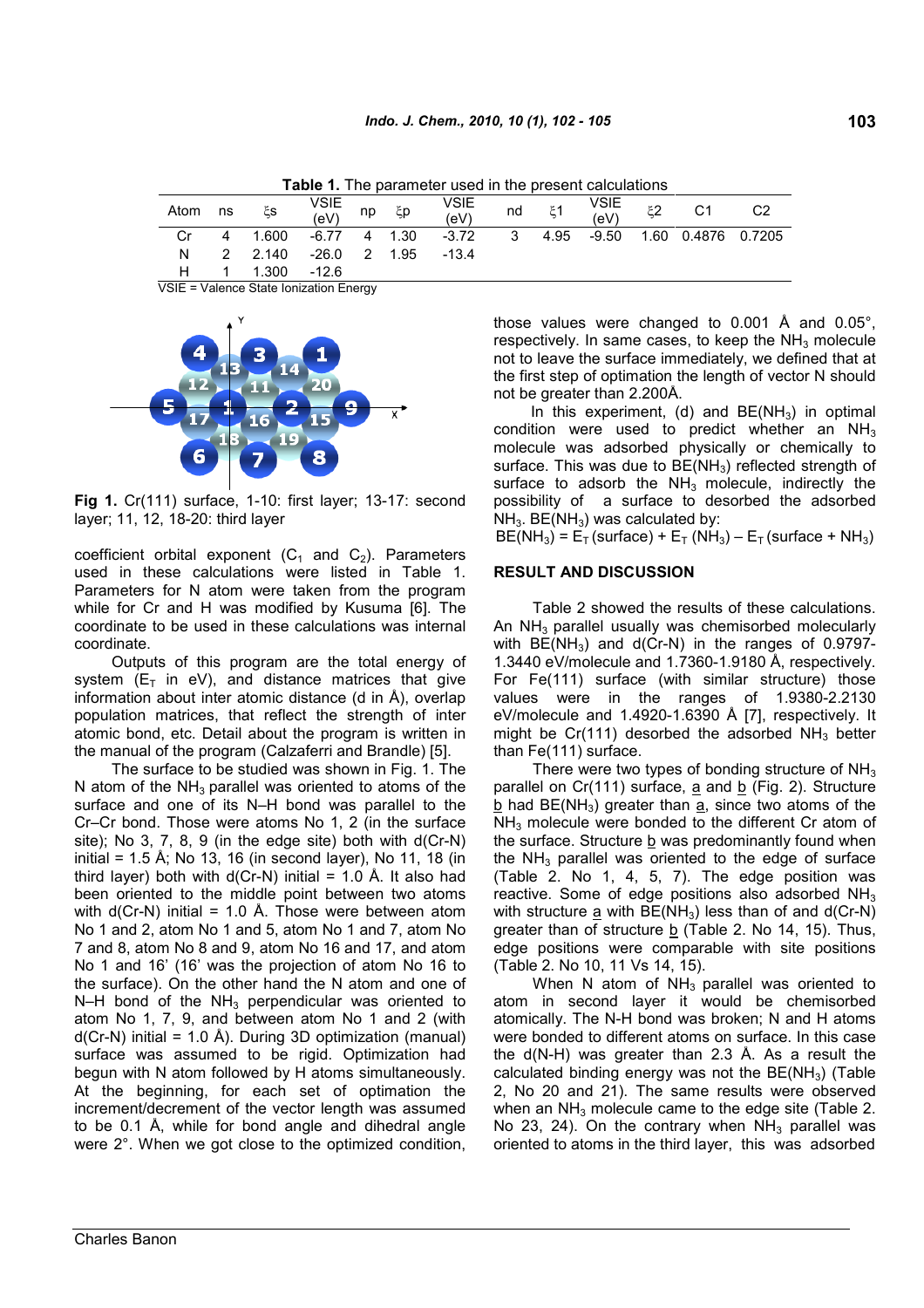**Table 1.** The parameter used in the present calculations

| Atom | ns | ξs | VSIE (eV) | np | ξp | VSIE (eV) | nd | ξ1 | VSIE (eV) | ξ2 | C1 | C2 |
|---|---|---|---|---|---|---|---|---|---|---|---|---|
| Cr | 4 | 1.600 | -6.77 | 4 | 1.30 | -3.72 | 3 | 4.95 | -9.50 | 1.60 | 0.4876 | 0.7205 |
| N | 2 | 2.140 | -26.0 | 2 | 1.95 | -13.4 | | | | | | |
| H | 1 | 1.300 | -12.6 | | | | | | | | | |

VSIE = Valence State Ionization Energy

**Fig 1.** Cr(111) surface, 1-10: first layer; 13-17: second layer; 11, 12, 18-20: third layer

coefficient orbital exponent ($C_1$ and $C_2$). Parameters used in these calculations were listed in Table 1. Parameters for N atom were taken from the program while for Cr and H was modified by Kusuma [6]. The coordinate to be used in these calculations was internal coordinate.

Outputs of this program are the total energy of system ($E_T$ in eV), and distance matrices that give information about inter atomic distance (d in Å), overlap population matrices, that reflect the strength of inter atomic bond, etc. Detail about the program is written in the manual of the program (Calzaferri and Brandle) [5].

The surface to be studied was shown in Fig. 1. The N atom of the $NH_3$ parallel was oriented to atoms of the surface and one of its N–H bond was parallel to the Cr–Cr bond. Those were atoms No 1, 2 (in the surface site); No 3, 7, 8, 9 (in the edge site) both with d(Cr-N) initial = 1.5 Å; No 13, 16 (in second layer), No 11, 18 (in third layer) both with d(Cr-N) initial = 1.0 Å. It also had been oriented to the middle point between two atoms with d(Cr-N) initial = 1.0 Å. Those were between atom No 1 and 2, atom No 1 and 5, atom No 1 and 7, atom No 7 and 8, atom No 8 and 9, atom No 16 and 17, and atom No 1 and 16' (16' was the projection of atom No 16 to the surface). On the other hand the N atom and one of N–H bond of the $NH_3$ perpendicular was oriented to atom No 1, 7, 9, and between atom No 1 and 2 (with d(Cr-N) initial = 1.0 Å). During 3D optimization (manual) surface was assumed to be rigid. Optimization had begun with N atom followed by H atoms simultaneously. At the beginning, for each set of optimation the increment/decrement of the vector length was assumed to be 0.1 Å, while for bond angle and dihedral angle were 2°. When we got close to the optimized condition, those values were changed to 0.001 Å and 0.05°, respectively. In same cases, to keep the $NH_3$ molecule not to leave the surface immediately, we defined that at the first step of optimation the length of vector N should not be greater than 2.200Å.

In this experiment, (d) and $BE(NH_3)$ in optimal condition were used to predict whether an $NH_3$ molecule was adsorbed physically or chemically to surface. This was due to $BE(NH_3)$ reflected strength of surface to adsorb the $NH_3$ molecule, indirectly the possibility of a surface to desorbed the adsorbed $NH_3$. $BE(NH_3)$ was calculated by:

$$BE(NH_3) = E_T\,(surface) + E_T\,(NH_3) - E_T\,(surface + NH_3)$$

## RESULT AND DISCUSSION

Table 2 showed the results of these calculations. An $NH_3$ parallel usually was chemisorbed molecularly with $BE(NH_3)$ and d(Cr-N) in the ranges of 0.9797-1.3440 eV/molecule and 1.7360-1.9180 Å, respectively. For Fe(111) surface (with similar structure) those values were in the ranges of 1.9380-2.2130 eV/molecule and 1.4920-1.6390 Å [7], respectively. It might be Cr(111) desorbed the adsorbed $NH_3$ better than Fe(111) surface.

There were two types of bonding structure of $NH_3$ parallel on Cr(111) surface, a and b (Fig. 2). Structure b had $BE(NH_3)$ greater than a, since two atoms of the $NH_3$ molecule were bonded to the different Cr atom of the surface. Structure b was predominantly found when the $NH_3$ parallel was oriented to the edge of surface (Table 2. No 1, 4, 5, 7). The edge position was reactive. Some of edge positions also adsorbed $NH_3$ with structure a with $BE(NH_3)$ less than of and d(Cr-N) greater than of structure b (Table 2. No 14, 15). Thus, edge positions were comparable with site positions (Table 2. No 10, 11 Vs 14, 15).

When N atom of $NH_3$ parallel was oriented to atom in second layer it would be chemisorbed atomically. The N-H bond was broken; N and H atoms were bonded to different atoms on surface. In this case the d(N-H) was greater than 2.3 Å. As a result the calculated binding energy was not the $BE(NH_3)$ (Table 2, No 20 and 21). The same results were observed when an $NH_3$ molecule came to the edge site (Table 2. No 23, 24). On the contrary when $NH_3$ parallel was oriented to atoms in the third layer, this was adsorbed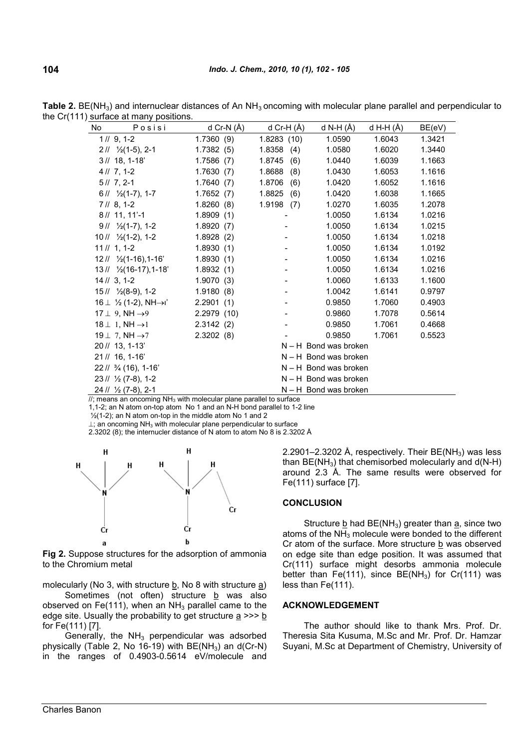**Table 2.** $BE(NH_3)$ and internuclear distances of An $NH_3$ oncoming with molecular plane parallel and perpendicular to the Cr(111) surface at many positions.

| No | P o s i s i | d Cr-N (Å) | d Cr-H (Å) | d N-H (Å) | d H-H (Å) | BE(eV) |
|---|---|---|---|---|---|---|
| 1 | // 9, 1-2 | 1.7360 (9) | 1.8283 (10) | 1.0590 | 1.6043 | 1.3421 |
| 2 | // ½(1-5), 2-1 | 1.7382 (5) | 1.8358 (4) | 1.0580 | 1.6020 | 1.3440 |
| 3 | // 18, 1-18' | 1.7586 (7) | 1.8745 (6) | 1.0440 | 1.6039 | 1.1663 |
| 4 | // 7, 1-2 | 1.7630 (7) | 1.8688 (8) | 1.0430 | 1.6053 | 1.1616 |
| 5 | // 7, 2-1 | 1.7640 (7) | 1.8706 (6) | 1.0420 | 1.6052 | 1.1616 |
| 6 | // ½(1-7), 1-7 | 1.7652 (7) | 1.8825 (6) | 1.0420 | 1.6038 | 1.1665 |
| 7 | // 8, 1-2 | 1.8260 (8) | 1.9198 (7) | 1.0270 | 1.6035 | 1.2078 |
| 8 | // 11, 11'-1 | 1.8909 (1) | - | 1.0050 | 1.6134 | 1.0216 |
| 9 | // ½(1-7), 1-2 | 1.8920 (7) | - | 1.0050 | 1.6134 | 1.0215 |
| 10 | // ½(1-2), 1-2 | 1.8928 (2) | - | 1.0050 | 1.6134 | 1.0218 |
| 11 | // 1, 1-2 | 1.8930 (1) | - | 1.0050 | 1.6134 | 1.0192 |
| 12 | // ½(1-16),1-16' | 1.8930 (1) | - | 1.0050 | 1.6134 | 1.0216 |
| 13 | // ½(16-17),1-18' | 1.8932 (1) | - | 1.0050 | 1.6134 | 1.0216 |
| 14 | // 3, 1-2 | 1.9070 (3) | - | 1.0060 | 1.6133 | 1.1600 |
| 15 | // ½(8-9), 1-2 | 1.9180 (8) | - | 1.0042 | 1.6141 | 0.9797 |
| 16 | ⊥ ½ (1-2), NH→ı' | 2.2901 (1) | - | 0.9850 | 1.7060 | 0.4903 |
| 17 | ⊥ 9, NH →9 | 2.2979 (10) | - | 0.9860 | 1.7078 | 0.5614 |
| 18 | ⊥ 1, NH →1 | 2.3142 (2) | - | 0.9850 | 1.7061 | 0.4668 |
| 19 | ⊥ 7, NH →7 | 2.3202 (8) | - | 0.9850 | 1.7061 | 0.5523 |
| 20 | // 13, 1-13' | | | N – H Bond was broken | | |
| 21 | // 16, 1-16' | | | N – H Bond was broken | | |
| 22 | // ¾ (16), 1-16' | | | N – H Bond was broken | | |
| 23 | // ½ (7-8), 1-2 | | | N – H Bond was broken | | |
| 24 | // ½ (7-8), 2-1 | | | N – H Bond was broken | | |

//; means an oncoming $NH_3$ with molecular plane parallel to surface
1,1-2; an N atom on-top atom No 1 and an N-H bond parallel to 1-2 line
½(1-2); an N atom on-top in the middle atom No 1 and 2
⊥; an oncoming $NH_3$ with molecular plane perpendicular to surface
2.3202 (8); the internucler distance of N atom to atom No 8 is 2.3202 Å

**Fig 2.** Suppose structures for the adsorption of ammonia to the Chromium metal

molecularly (No 3, with structure b, No 8 with structure a)

Sometimes (not often) structure b was also observed on Fe(111), when an $NH_3$ parallel came to the edge site. Usually the probability to get structure a >>> b for Fe(111) [7].

Generally, the $NH_3$ perpendicular was adsorbed physically (Table 2, No 16-19) with $BE(NH_3)$ an d(Cr-N) in the ranges of 0.4903-0.5614 eV/molecule and 2.2901–2.3202 Å, respectively. Their $BE(NH_3)$ was less than $BE(NH_3)$ that chemisorbed molecularly and d(N-H) around 2.3 Å. The same results were observed for Fe(111) surface [7].

## CONCLUSION

Structure b had $BE(NH_3)$ greater than a, since two atoms of the $NH_3$ molecule were bonded to the different Cr atom of the surface. More structure b was observed on edge site than edge position. It was assumed that Cr(111) surface might desorbs ammonia molecule better than Fe(111), since $BE(NH_3)$ for Cr(111) was less than Fe(111).

## ACKNOWLEDGEMENT

The author should like to thank Mrs. Prof. Dr. Theresia Sita Kusuma, M.Sc and Mr. Prof. Dr. Hamzar Suyani, M.Sc at Department of Chemistry, University of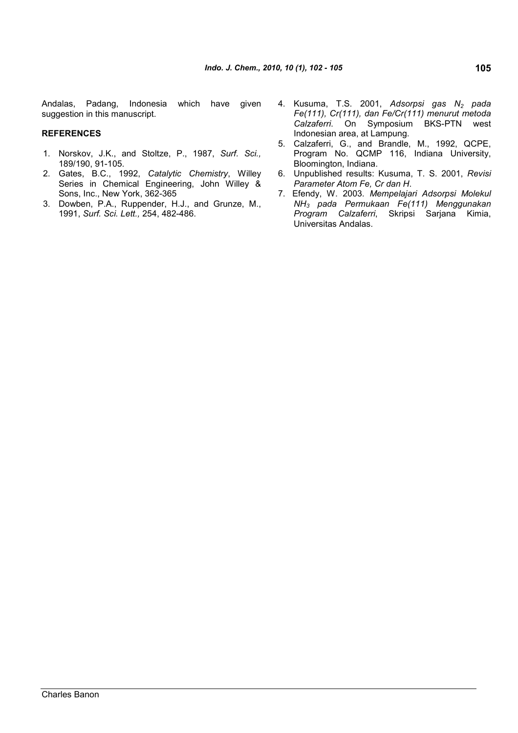Andalas, Padang, Indonesia which have given suggestion in this manuscript.

## REFERENCES

1. Norskov, J.K., and Stoltze, P., 1987, *Surf. Sci.,* 189/190, 91-105.
2. Gates, B.C., 1992, *Catalytic Chemistry*, Willey Series in Chemical Engineering, John Willey & Sons, Inc., New York, 362-365
3. Dowben, P.A., Ruppender, H.J., and Grunze, M., 1991, *Surf. Sci. Lett.,* 254, 482-486.
4. Kusuma, T.S. 2001, *Adsorpsi gas $N_2$ pada Fe(111), Cr(111), dan Fe/Cr(111) menurut metoda Calzaferri*. On Symposium BKS-PTN west Indonesian area, at Lampung.
5. Calzaferri, G., and Brandle, M., 1992, QCPE, Program No. QCMP 116, Indiana University, Bloomington, Indiana.
6. Unpublished results: Kusuma, T. S. 2001, *Revisi Parameter Atom Fe, Cr dan H*.
7. Efendy, W. 2003. *Mempelajari Adsorpsi Molekul $NH_3$ pada Permukaan Fe(111) Menggunakan Program Calzaferri*, Skripsi Sarjana Kimia, Universitas Andalas.